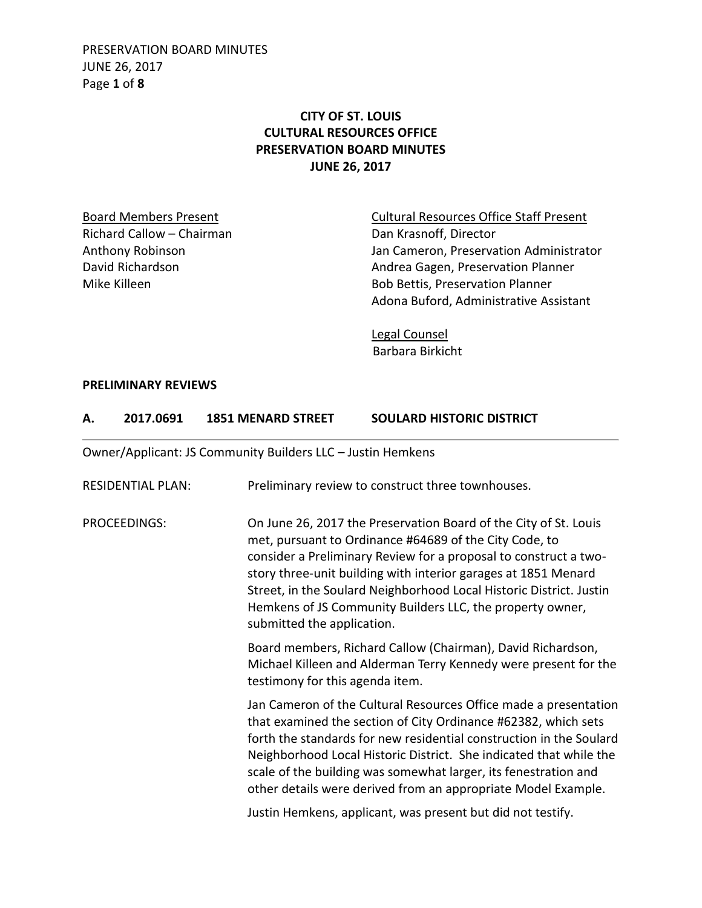# CITY OF ST. LOUIS
# CULTURAL RESOURCES OFFICE
# PRESERVATION BOARD MINUTES
# JUNE 26, 2017

<u>Board Members Present</u>
Richard Callow – Chairman
Anthony Robinson
David Richardson
Mike Killeen

<u>Cultural Resources Office Staff Present</u>
Dan Krasnoff, Director
Jan Cameron, Preservation Administrator
Andrea Gagen, Preservation Planner
Bob Bettis, Preservation Planner
Adona Buford, Administrative Assistant

<u>Legal Counsel</u>
Barbara Birkicht

## PRELIMINARY REVIEWS

### A. 2017.0691 1851 MENARD STREET SOULARD HISTORIC DISTRICT

Owner/Applicant: JS Community Builders LLC – Justin Hemkens

RESIDENTIAL PLAN: Preliminary review to construct three townhouses.

PROCEEDINGS: On June 26, 2017 the Preservation Board of the City of St. Louis met, pursuant to Ordinance #64689 of the City Code, to consider a Preliminary Review for a proposal to construct a two-story three-unit building with interior garages at 1851 Menard Street, in the Soulard Neighborhood Local Historic District. Justin Hemkens of JS Community Builders LLC, the property owner, submitted the application.

Board members, Richard Callow (Chairman), David Richardson, Michael Killeen and Alderman Terry Kennedy were present for the testimony for this agenda item.

Jan Cameron of the Cultural Resources Office made a presentation that examined the section of City Ordinance #62382, which sets forth the standards for new residential construction in the Soulard Neighborhood Local Historic District. She indicated that while the scale of the building was somewhat larger, its fenestration and other details were derived from an appropriate Model Example.

Justin Hemkens, applicant, was present but did not testify.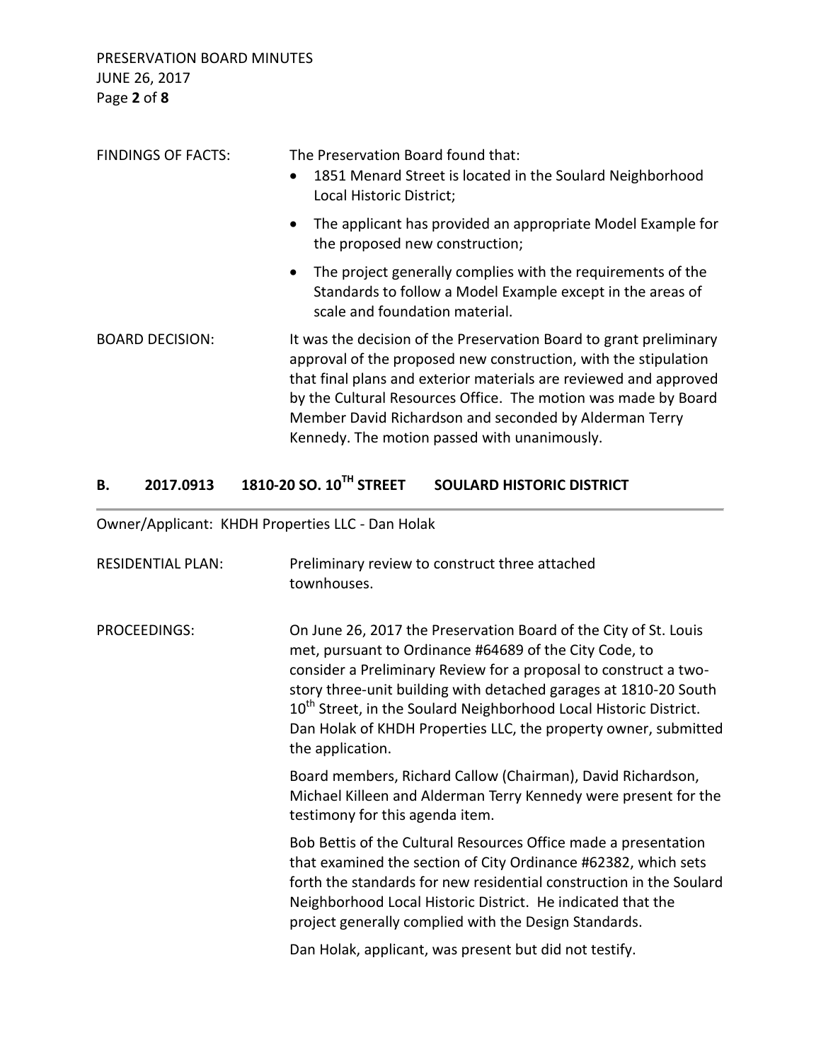FINDINGS OF FACTS: The Preservation Board found that:

- 1851 Menard Street is located in the Soulard Neighborhood Local Historic District;
- The applicant has provided an appropriate Model Example for the proposed new construction;
- The project generally complies with the requirements of the Standards to follow a Model Example except in the areas of scale and foundation material.

BOARD DECISION: It was the decision of the Preservation Board to grant preliminary approval of the proposed new construction, with the stipulation that final plans and exterior materials are reviewed and approved by the Cultural Resources Office. The motion was made by Board Member David Richardson and seconded by Alderman Terry Kennedy. The motion passed with unanimously.

## B. 2017.0913 1810-20 SO. 10TH STREET SOULARD HISTORIC DISTRICT

Owner/Applicant: KHDH Properties LLC - Dan Holak

RESIDENTIAL PLAN: Preliminary review to construct three attached townhouses.

PROCEEDINGS: On June 26, 2017 the Preservation Board of the City of St. Louis met, pursuant to Ordinance #64689 of the City Code, to consider a Preliminary Review for a proposal to construct a two-story three-unit building with detached garages at 1810-20 South 10th Street, in the Soulard Neighborhood Local Historic District. Dan Holak of KHDH Properties LLC, the property owner, submitted the application.

Board members, Richard Callow (Chairman), David Richardson, Michael Killeen and Alderman Terry Kennedy were present for the testimony for this agenda item.

Bob Bettis of the Cultural Resources Office made a presentation that examined the section of City Ordinance #62382, which sets forth the standards for new residential construction in the Soulard Neighborhood Local Historic District. He indicated that the project generally complied with the Design Standards.

Dan Holak, applicant, was present but did not testify.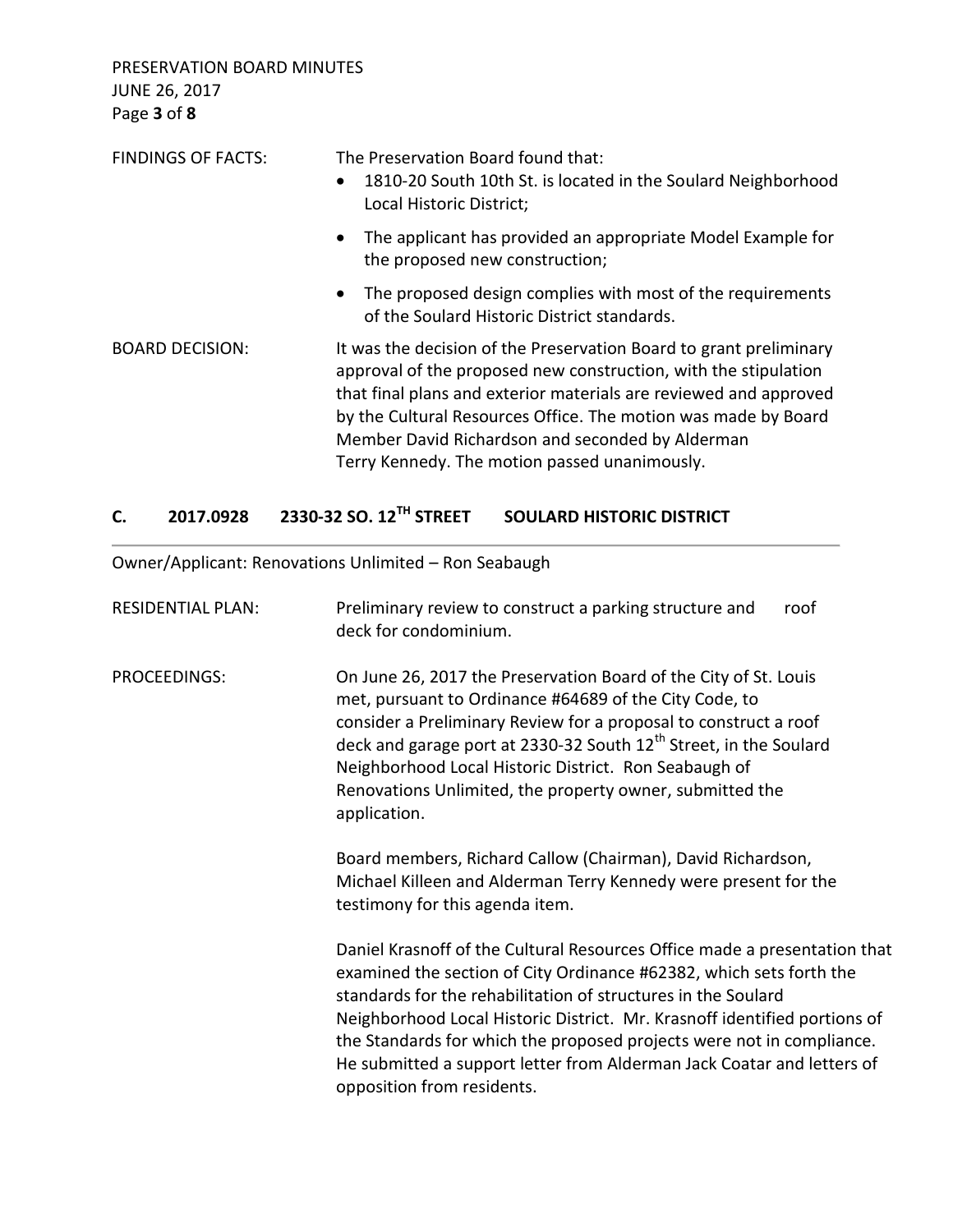FINDINGS OF FACTS: The Preservation Board found that:

- 1810-20 South 10th St. is located in the Soulard Neighborhood Local Historic District;
- The applicant has provided an appropriate Model Example for the proposed new construction;
- The proposed design complies with most of the requirements of the Soulard Historic District standards.

BOARD DECISION: It was the decision of the Preservation Board to grant preliminary approval of the proposed new construction, with the stipulation that final plans and exterior materials are reviewed and approved by the Cultural Resources Office. The motion was made by Board Member David Richardson and seconded by Alderman Terry Kennedy. The motion passed unanimously.

## C. 2017.0928 2330-32 SO. 12TH STREET SOULARD HISTORIC DISTRICT

Owner/Applicant: Renovations Unlimited – Ron Seabaugh

RESIDENTIAL PLAN: Preliminary review to construct a parking structure and roof deck for condominium.

PROCEEDINGS: On June 26, 2017 the Preservation Board of the City of St. Louis met, pursuant to Ordinance #64689 of the City Code, to consider a Preliminary Review for a proposal to construct a roof deck and garage port at 2330-32 South 12th Street, in the Soulard Neighborhood Local Historic District. Ron Seabaugh of Renovations Unlimited, the property owner, submitted the application.

Board members, Richard Callow (Chairman), David Richardson, Michael Killeen and Alderman Terry Kennedy were present for the testimony for this agenda item.

Daniel Krasnoff of the Cultural Resources Office made a presentation that examined the section of City Ordinance #62382, which sets forth the standards for the rehabilitation of structures in the Soulard Neighborhood Local Historic District. Mr. Krasnoff identified portions of the Standards for which the proposed projects were not in compliance. He submitted a support letter from Alderman Jack Coatar and letters of opposition from residents.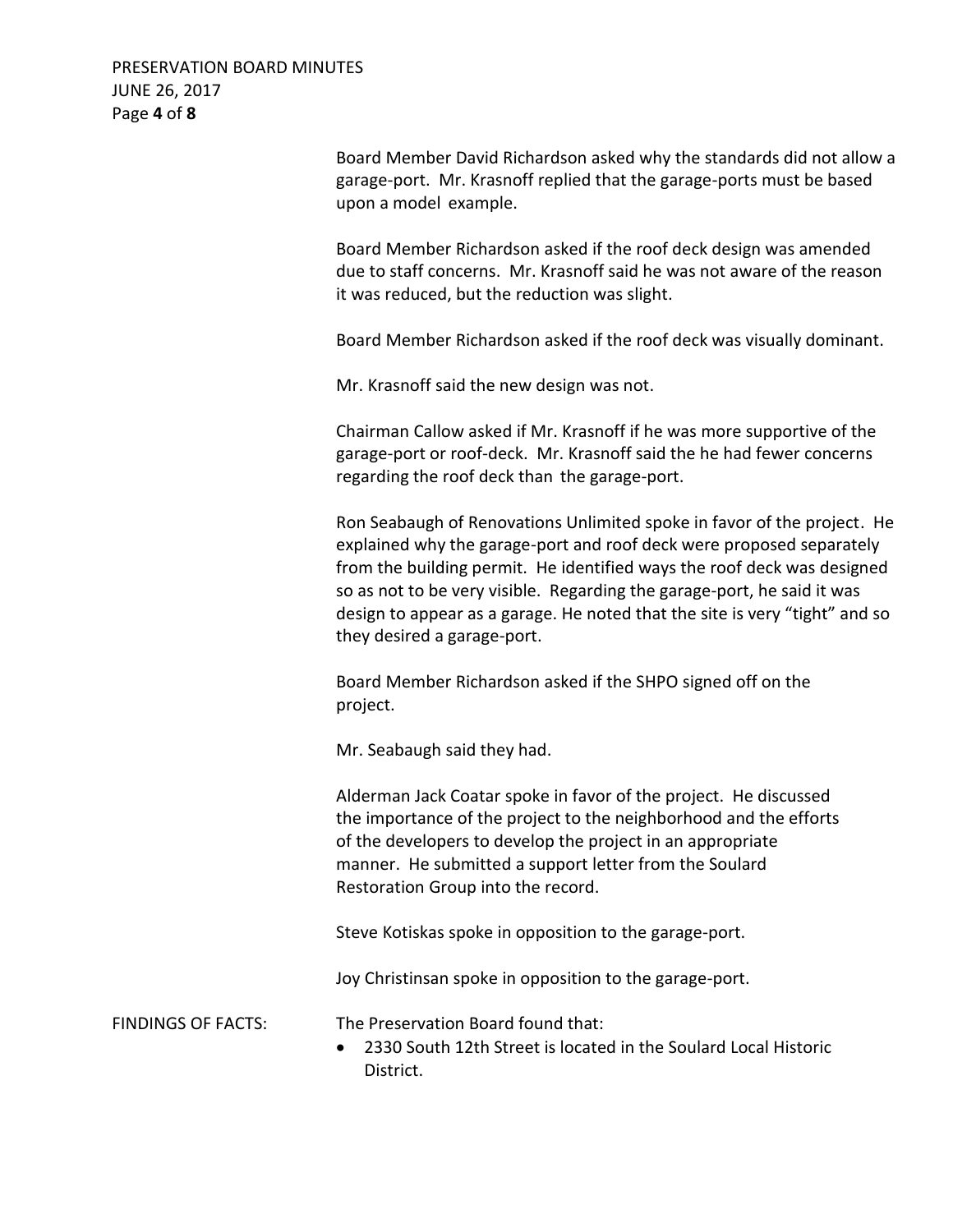Board Member David Richardson asked why the standards did not allow a garage-port. Mr. Krasnoff replied that the garage-ports must be based upon a model example.

Board Member Richardson asked if the roof deck design was amended due to staff concerns. Mr. Krasnoff said he was not aware of the reason it was reduced, but the reduction was slight.

Board Member Richardson asked if the roof deck was visually dominant.

Mr. Krasnoff said the new design was not.

Chairman Callow asked if Mr. Krasnoff if he was more supportive of the garage-port or roof-deck. Mr. Krasnoff said the he had fewer concerns regarding the roof deck than the garage-port.

Ron Seabaugh of Renovations Unlimited spoke in favor of the project. He explained why the garage-port and roof deck were proposed separately from the building permit. He identified ways the roof deck was designed so as not to be very visible. Regarding the garage-port, he said it was design to appear as a garage. He noted that the site is very "tight" and so they desired a garage-port.

Board Member Richardson asked if the SHPO signed off on the project.

Mr. Seabaugh said they had.

Alderman Jack Coatar spoke in favor of the project. He discussed the importance of the project to the neighborhood and the efforts of the developers to develop the project in an appropriate manner. He submitted a support letter from the Soulard Restoration Group into the record.

Steve Kotiskas spoke in opposition to the garage-port.

Joy Christinsan spoke in opposition to the garage-port.

FINDINGS OF FACTS: The Preservation Board found that:

- 2330 South 12th Street is located in the Soulard Local Historic District.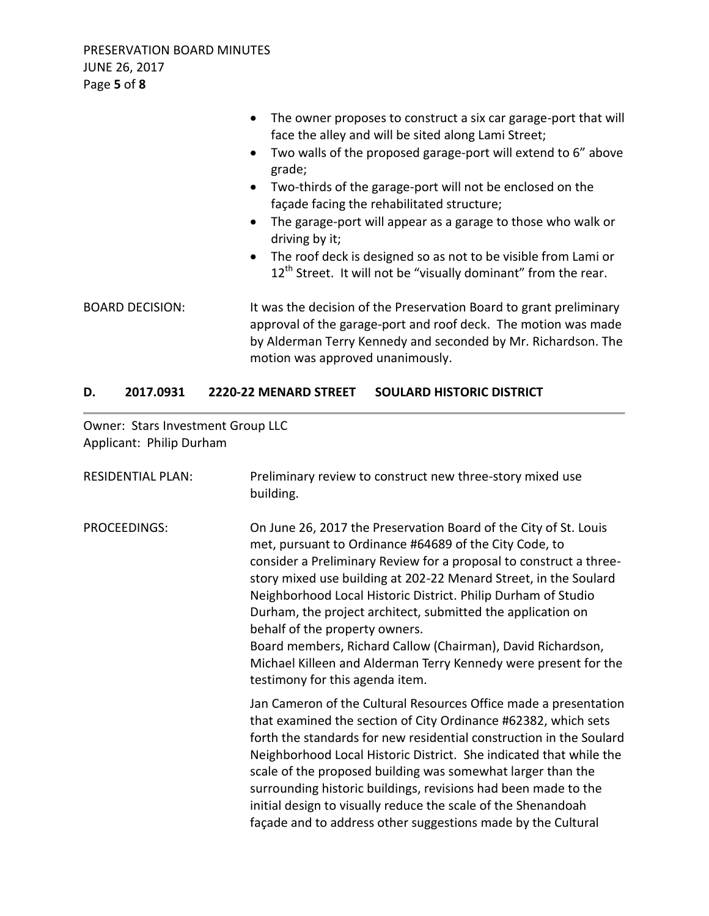- The owner proposes to construct a six car garage-port that will face the alley and will be sited along Lami Street;
- Two walls of the proposed garage-port will extend to 6" above grade;
- Two-thirds of the garage-port will not be enclosed on the façade facing the rehabilitated structure;
- The garage-port will appear as a garage to those who walk or driving by it;
- The roof deck is designed so as not to be visible from Lami or 12th Street. It will not be "visually dominant" from the rear.

BOARD DECISION: It was the decision of the Preservation Board to grant preliminary approval of the garage-port and roof deck. The motion was made by Alderman Terry Kennedy and seconded by Mr. Richardson. The motion was approved unanimously.

### D. 2017.0931 2220-22 MENARD STREET SOULARD HISTORIC DISTRICT

Owner: Stars Investment Group LLC
Applicant: Philip Durham

RESIDENTIAL PLAN: Preliminary review to construct new three-story mixed use building.

PROCEEDINGS: On June 26, 2017 the Preservation Board of the City of St. Louis met, pursuant to Ordinance #64689 of the City Code, to consider a Preliminary Review for a proposal to construct a three-story mixed use building at 202-22 Menard Street, in the Soulard Neighborhood Local Historic District. Philip Durham of Studio Durham, the project architect, submitted the application on behalf of the property owners.
Board members, Richard Callow (Chairman), David Richardson, Michael Killeen and Alderman Terry Kennedy were present for the testimony for this agenda item.

Jan Cameron of the Cultural Resources Office made a presentation that examined the section of City Ordinance #62382, which sets forth the standards for new residential construction in the Soulard Neighborhood Local Historic District. She indicated that while the scale of the proposed building was somewhat larger than the surrounding historic buildings, revisions had been made to the initial design to visually reduce the scale of the Shenandoah façade and to address other suggestions made by the Cultural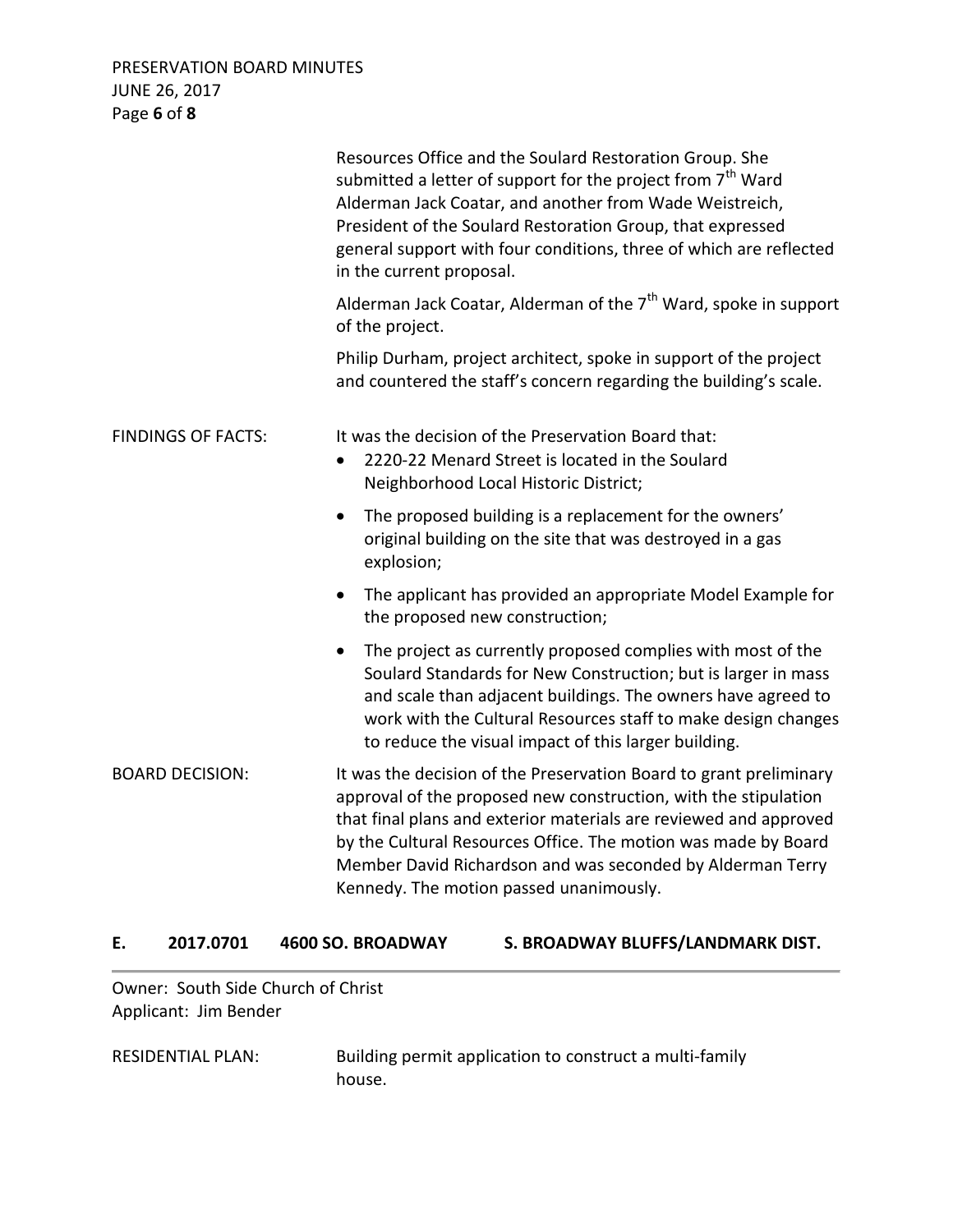Resources Office and the Soulard Restoration Group. She submitted a letter of support for the project from 7th Ward Alderman Jack Coatar, and another from Wade Weistreich, President of the Soulard Restoration Group, that expressed general support with four conditions, three of which are reflected in the current proposal.

Alderman Jack Coatar, Alderman of the 7th Ward, spoke in support of the project.

Philip Durham, project architect, spoke in support of the project and countered the staff's concern regarding the building's scale.

FINDINGS OF FACTS: It was the decision of the Preservation Board that:

- 2220-22 Menard Street is located in the Soulard Neighborhood Local Historic District;
- The proposed building is a replacement for the owners' original building on the site that was destroyed in a gas explosion;
- The applicant has provided an appropriate Model Example for the proposed new construction;
- The project as currently proposed complies with most of the Soulard Standards for New Construction; but is larger in mass and scale than adjacent buildings. The owners have agreed to work with the Cultural Resources staff to make design changes to reduce the visual impact of this larger building.

BOARD DECISION: It was the decision of the Preservation Board to grant preliminary approval of the proposed new construction, with the stipulation that final plans and exterior materials are reviewed and approved by the Cultural Resources Office. The motion was made by Board Member David Richardson and was seconded by Alderman Terry Kennedy. The motion passed unanimously.

## E. 2017.0701 4600 SO. BROADWAY S. BROADWAY BLUFFS/LANDMARK DIST.

Owner: South Side Church of Christ
Applicant: Jim Bender

RESIDENTIAL PLAN: Building permit application to construct a multi-family house.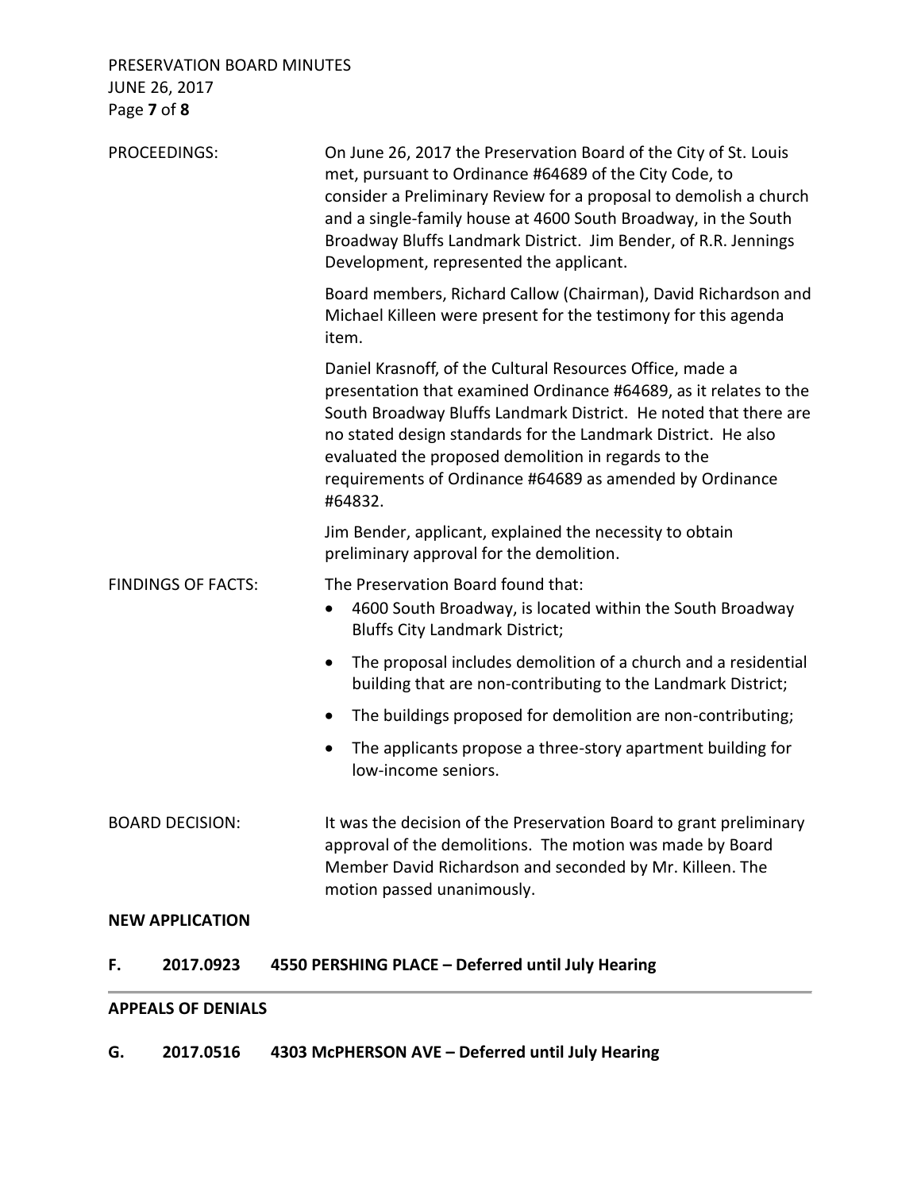PROCEEDINGS: On June 26, 2017 the Preservation Board of the City of St. Louis met, pursuant to Ordinance #64689 of the City Code, to consider a Preliminary Review for a proposal to demolish a church and a single-family house at 4600 South Broadway, in the South Broadway Bluffs Landmark District. Jim Bender, of R.R. Jennings Development, represented the applicant.

Board members, Richard Callow (Chairman), David Richardson and Michael Killeen were present for the testimony for this agenda item.

Daniel Krasnoff, of the Cultural Resources Office, made a presentation that examined Ordinance #64689, as it relates to the South Broadway Bluffs Landmark District. He noted that there are no stated design standards for the Landmark District. He also evaluated the proposed demolition in regards to the requirements of Ordinance #64689 as amended by Ordinance #64832.

Jim Bender, applicant, explained the necessity to obtain preliminary approval for the demolition.

FINDINGS OF FACTS: The Preservation Board found that:

- 4600 South Broadway, is located within the South Broadway Bluffs City Landmark District;
- The proposal includes demolition of a church and a residential building that are non-contributing to the Landmark District;
- The buildings proposed for demolition are non-contributing;
- The applicants propose a three-story apartment building for low-income seniors.

BOARD DECISION: It was the decision of the Preservation Board to grant preliminary approval of the demolitions. The motion was made by Board Member David Richardson and seconded by Mr. Killeen. The motion passed unanimously.

**NEW APPLICATION**

**F. 2017.0923 4550 PERSHING PLACE – Deferred until July Hearing**

---

**APPEALS OF DENIALS**

**G. 2017.0516 4303 McPHERSON AVE – Deferred until July Hearing**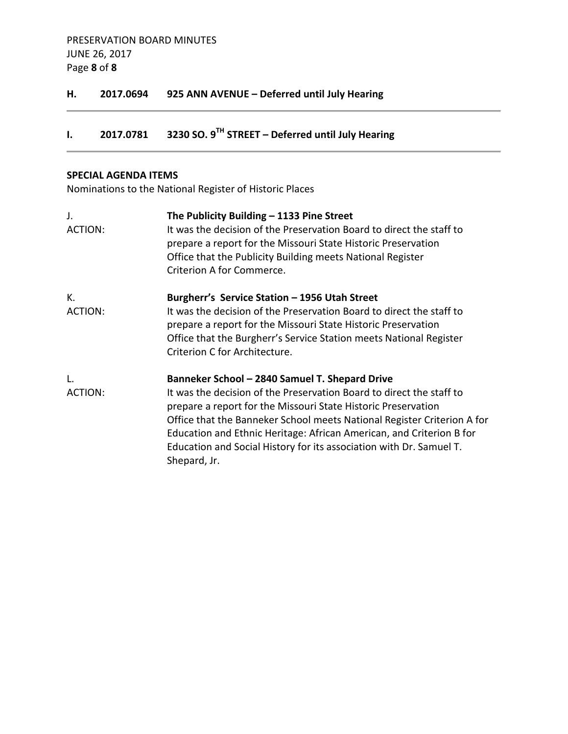### H. 2017.0694 925 ANN AVENUE – Deferred until July Hearing

### I. 2017.0781 3230 SO. 9TH STREET – Deferred until July Hearing

**SPECIAL AGENDA ITEMS**

Nominations to the National Register of Historic Places

J. **The Publicity Building – 1133 Pine Street**

ACTION: It was the decision of the Preservation Board to direct the staff to prepare a report for the Missouri State Historic Preservation Office that the Publicity Building meets National Register Criterion A for Commerce.

K. **Burgherr's Service Station – 1956 Utah Street**

ACTION: It was the decision of the Preservation Board to direct the staff to prepare a report for the Missouri State Historic Preservation Office that the Burgherr's Service Station meets National Register Criterion C for Architecture.

L. **Banneker School – 2840 Samuel T. Shepard Drive**

ACTION: It was the decision of the Preservation Board to direct the staff to prepare a report for the Missouri State Historic Preservation Office that the Banneker School meets National Register Criterion A for Education and Ethnic Heritage: African American, and Criterion B for Education and Social History for its association with Dr. Samuel T. Shepard, Jr.